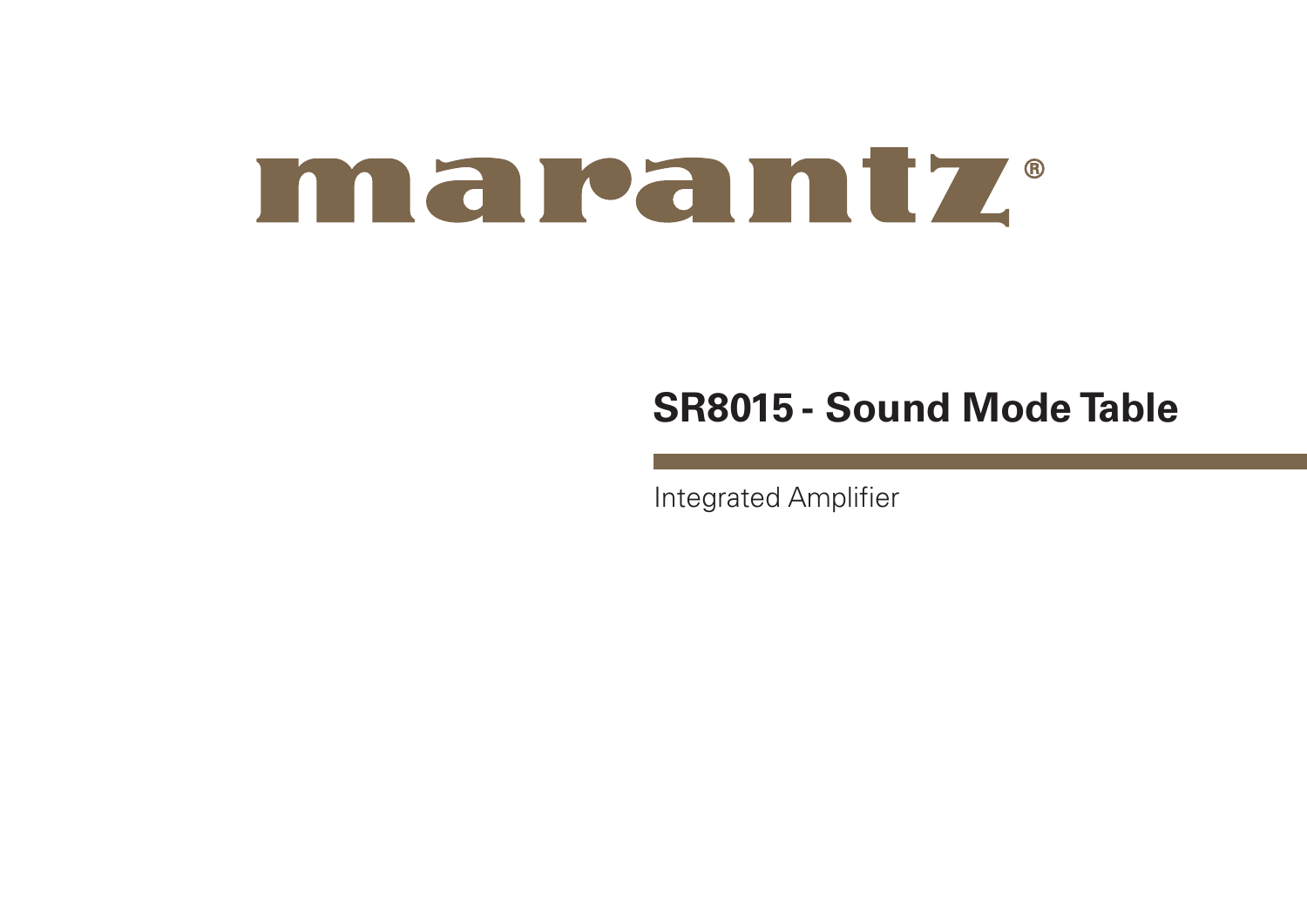marantz®

# SR8015 - Sound Mode Table

Integrated Amplifier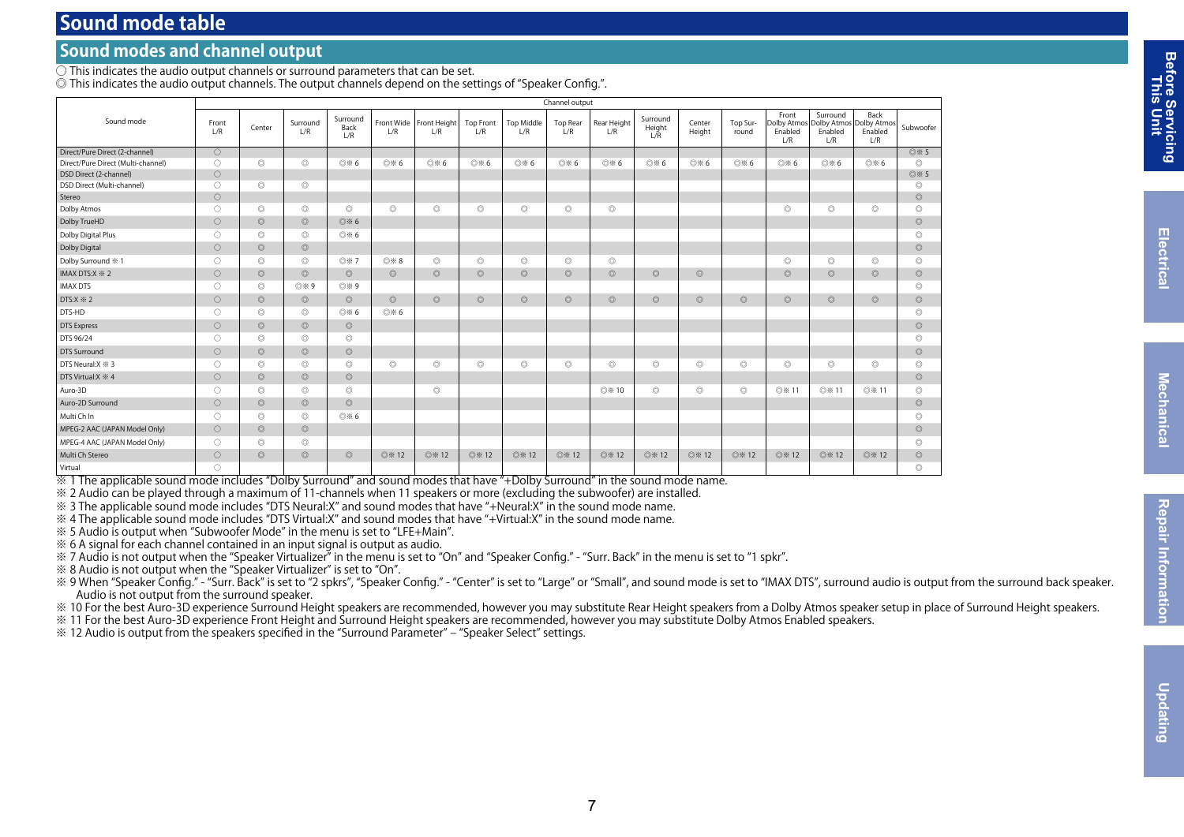# Sound mode table

## Sound modes and channel output

○ This indicates the audio output channels or surround parameters that can be set.
◎ This indicates the audio output channels. The output channels depend on the settings of "Speaker Config.".

| Sound mode | Channel output | | | | | | | | | | | | | | | | |
|---|---|---|---|---|---|---|---|---|---|---|---|---|---|---|---|---|---|
| | Front L/R | Center | Surround L/R | Surround Back L/R | Front Wide L/R | Front Height L/R | Top Front L/R | Top Middle L/R | Top Rear L/R | Rear Height L/R | Surround Height L/R | Center Height | Top Surround | Front Dolby Atmos Enabled L/R | Surround Dolby Atmos Enabled L/R | Back Dolby Atmos Enabled L/R | Subwoofer |
| Direct/Pure Direct (2-channel) | ○ | | | | | | | | | | | | | | | | ◎※5 |
| Direct/Pure Direct (Multi-channel) | ○ | ◎ | ◎ | ◎※6 | ◎※6 | ◎※6 | ◎※6 | ◎※6 | ◎※6 | ◎※6 | ◎※6 | ◎※6 | ◎※6 | ◎※6 | ◎※6 | ◎※6 | ◎ |
| DSD Direct (2-channel) | ○ | | | | | | | | | | | | | | | | ◎※5 |
| DSD Direct (Multi-channel) | ○ | ◎ | ◎ | | | | | | | | | | | | | | ◎ |
| Stereo | ○ | | | | | | | | | | | | | | | | ◎ |
| Dolby Atmos | ○ | ◎ | ◎ | ◎ | ◎ | ◎ | ◎ | ◎ | ◎ | ◎ | | | | ◎ | ◎ | ◎ | ◎ |
| Dolby TrueHD | ○ | ◎ | ◎ | ◎※6 | | | | | | | | | | | | | ◎ |
| Dolby Digital Plus | ○ | ◎ | ◎ | ◎※6 | | | | | | | | | | | | | ◎ |
| Dolby Digital | ○ | ◎ | ◎ | | | | | | | | | | | | | | ◎ |
| Dolby Surround ※1 | ○ | ◎ | ◎ | ◎※7 | ◎※8 | ◎ | ◎ | ◎ | ◎ | ◎ | | | | ◎ | ◎ | ◎ | ◎ |
| IMAX DTS:X ※2 | ○ | ◎ | ◎ | ◎ | ◎ | ◎ | ◎ | ◎ | ◎ | ◎ | ◎ | ◎ | | ◎ | ◎ | ◎ | ◎ |
| IMAX DTS | ○ | ◎ | ◎※9 | ◎※9 | | | | | | | | | | | | | ◎ |
| DTS:X ※2 | ○ | ◎ | ◎ | ◎ | ◎ | ◎ | ◎ | ◎ | ◎ | ◎ | ◎ | ◎ | ◎ | ◎ | ◎ | ◎ | ◎ |
| DTS-HD | ○ | ◎ | ◎ | ◎※6 | ◎※6 | | | | | | | | | | | | ◎ |
| DTS Express | ○ | ◎ | ◎ | ◎ | | | | | | | | | | | | | ◎ |
| DTS 96/24 | ○ | ◎ | ◎ | ◎ | | | | | | | | | | | | | ◎ |
| DTS Surround | ○ | ◎ | ◎ | ◎ | | | | | | | | | | | | | ◎ |
| DTS Neural:X ※3 | ○ | ◎ | ◎ | ◎ | ◎ | ◎ | ◎ | ◎ | ◎ | ◎ | ◎ | ◎ | ◎ | ◎ | ◎ | ◎ | ◎ |
| DTS Virtual:X ※4 | ○ | ◎ | ◎ | ◎ | | | | | | | | | | | | | ◎ |
| Auro-3D | ○ | ◎ | ◎ | ◎ | | ◎ | | | | ◎※10 | ◎ | ◎ | ◎ | ◎※11 | ◎※11 | ◎※11 | ◎ |
| Auro-2D Surround | ○ | ◎ | ◎ | ◎ | | | | | | | | | | | | | ◎ |
| Multi Ch In | ○ | ◎ | ◎ | ◎※6 | | | | | | | | | | | | | ◎ |
| MPEG-2 AAC (JAPAN Model Only) | ○ | ◎ | ◎ | | | | | | | | | | | | | | ◎ |
| MPEG-4 AAC (JAPAN Model Only) | ○ | ◎ | ◎ | | | | | | | | | | | | | | ◎ |
| Multi Ch Stereo | ○ | ◎ | ◎ | ◎ | ◎※12 | ◎※12 | ◎※12 | ◎※12 | ◎※12 | ◎※12 | ◎※12 | ◎※12 | ◎※12 | ◎※12 | ◎※12 | ◎※12 | ◎ |
| Virtual | ○ | | | | | | | | | | | | | | | | ◎ |

※ 1 The applicable sound mode includes "Dolby Surround" and sound modes that have "+Dolby Surround" in the sound mode name.
※ 2 Audio can be played through a maximum of 11-channels when 11 speakers or more (excluding the subwoofer) are installed.
※ 3 The applicable sound mode includes "DTS Neural:X" and sound modes that have "+Neural:X" in the sound mode name.
※ 4 The applicable sound mode includes "DTS Virtual:X" and sound modes that have "+Virtual:X" in the sound mode name.
※ 5 Audio is output when "Subwoofer Mode" in the menu is set to "LFE+Main".
※ 6 A signal for each channel contained in an input signal is output as audio.
※ 7 Audio is not output when the "Speaker Virtualizer" in the menu is set to "On" and "Speaker Config." - "Surr. Back" in the menu is set to "1 spkr".
※ 8 Audio is not output when the "Speaker Virtualizer" is set to "On".
※ 9 When "Speaker Config." - "Surr. Back" is set to "2 spkrs", "Speaker Config." - "Center" is set to "Large" or "Small", and sound mode is set to "IMAX DTS", surround audio is output from the surround back speaker. Audio is not output from the surround speaker.
※ 10 For the best Auro-3D experience Surround Height speakers are recommended, however you may substitute Rear Height speakers from a Dolby Atmos speaker setup in place of Surround Height speakers.
※ 11 For the best Auro-3D experience Front Height and Surround Height speakers are recommended, however you may substitute Dolby Atmos Enabled speakers.
※ 12 Audio is output from the speakers specified in the "Surround Parameter" – "Speaker Select" settings.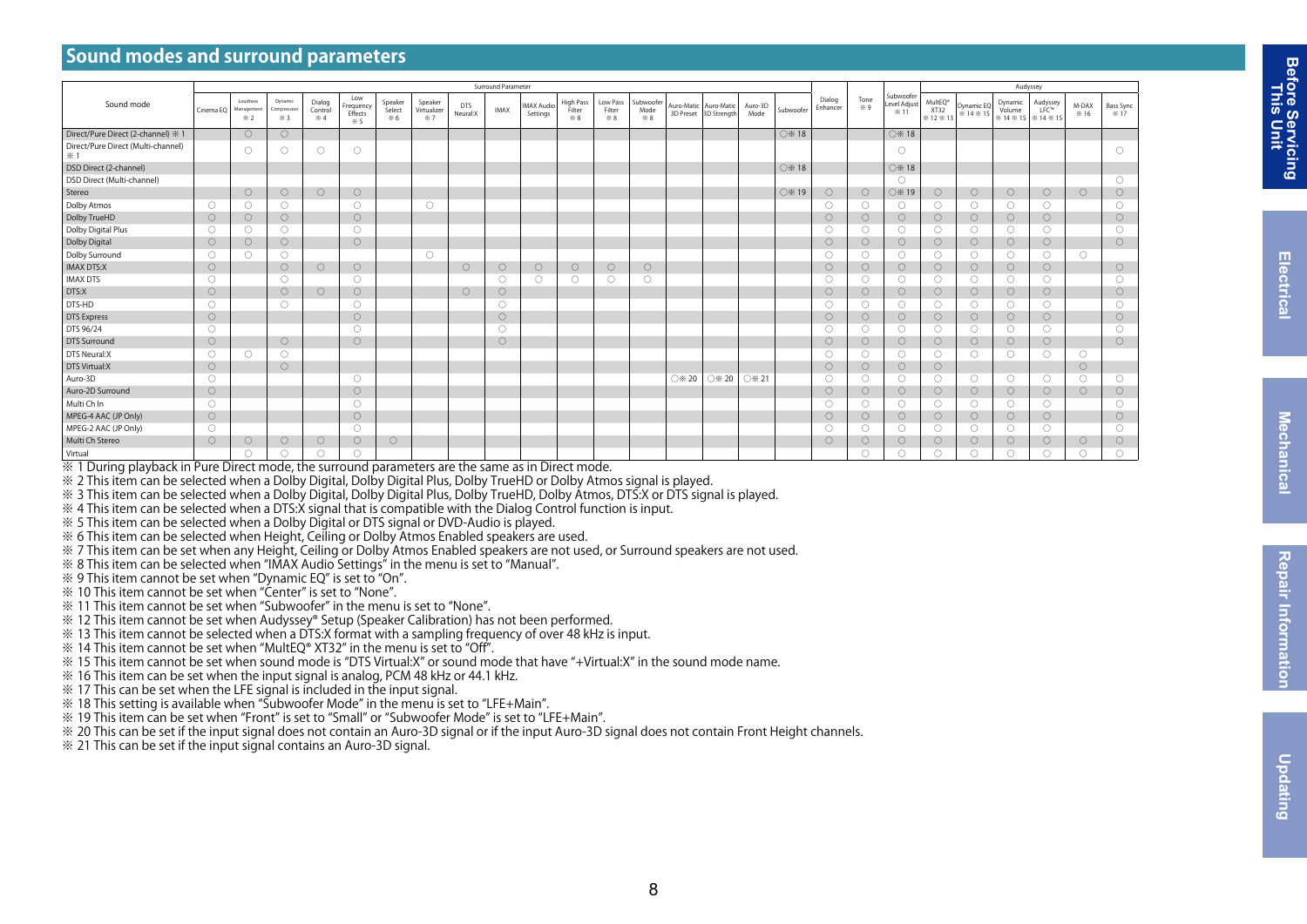## Sound modes and surround parameters

| Sound mode | Surround Parameter | | | | | | | | | | | | | | | | | | | | Audyssey | | | | | |
|---|---|---|---|---|---|---|---|---|---|---|---|---|---|---|---|---|---|---|---|---|---|---|---|---|---|---|
| | Cinema EQ | Loudness Management ※2 | Dynamic Compression ※3 | Dialog Control ※4 | Low Frequency Effects ※5 | Speaker Select ※6 | Speaker Virtualizer ※7 | DTS Neural:X | IMAX | IMAX Audio Settings | High Pass Filter ※8 | Low Pass Filter ※8 | Subwoofer Mode ※8 | Auro-Matic 3D Preset | Auro-Matic 3D Strength | Auro-3D Mode | Subwoofer | Dialog Enhancer | Tone ※9 | Subwoofer Level Adjust ※11 | MultEQ® XT32 ※12 ※13 | Dynamic EQ ※14 ※15 | Dynamic Volume ※14 ※15 | Audyssey LFC™ ※14 ※15 | M-DAX ※16 | Bass Sync ※17 |
| Direct/Pure Direct (2-channel) ※1 | | ○ | ○ | | | | | | | | | | | | | | ○※18 | | | ○※18 | | | | | | |
| Direct/Pure Direct (Multi-channel) ※1 | | ○ | ○ | ○ | ○ | | | | | | | | | | | | | | | ○ | | | | | | ○ |
| DSD Direct (2-channel) | | | | | | | | | | | | | | | | | ○※18 | | | ○※18 | | | | | | |
| DSD Direct (Multi-channel) | | | | | | | | | | | | | | | | | | | | ○ | | | | | | ○ |
| Stereo | | ○ | ○ | ○ | ○ | | | | | | | | | | | | ○※19 | ○ | ○ | ○※19 | ○ | ○ | ○ | ○ | ○ | ○ |
| Dolby Atmos | ○ | ○ | ○ | | ○ | | ○ | | | | | | | | | | | ○ | ○ | ○ | ○ | ○ | ○ | ○ | | ○ |
| Dolby TrueHD | ○ | ○ | ○ | | ○ | | | | | | | | | | | | | ○ | ○ | ○ | ○ | ○ | ○ | ○ | | ○ |
| Dolby Digital Plus | ○ | ○ | ○ | | ○ | | | | | | | | | | | | | ○ | ○ | ○ | ○ | ○ | ○ | ○ | | ○ |
| Dolby Digital | ○ | ○ | ○ | | ○ | | | | | | | | | | | | | ○ | ○ | ○ | ○ | ○ | ○ | ○ | | ○ |
| Dolby Surround | ○ | ○ | ○ | | | | ○ | | | | | | | | | | | ○ | ○ | ○ | ○ | ○ | ○ | ○ | ○ | |
| IMAX DTS:X | ○ | | ○ | ○ | ○ | | | ○ | ○ | ○ | ○ | ○ | ○ | | | | | ○ | ○ | ○ | ○ | ○ | ○ | ○ | | ○ |
| IMAX DTS | ○ | | ○ | | ○ | | | | ○ | ○ | ○ | ○ | ○ | | | | | ○ | ○ | ○ | ○ | ○ | ○ | ○ | | ○ |
| DTS:X | ○ | | ○ | ○ | ○ | | | ○ | ○ | | | | | | | | | ○ | ○ | ○ | ○ | ○ | ○ | ○ | | ○ |
| DTS-HD | ○ | | ○ | | ○ | | | | ○ | | | | | | | | | ○ | ○ | ○ | ○ | ○ | ○ | ○ | | ○ |
| DTS Express | ○ | | | | ○ | | | | ○ | | | | | | | | | ○ | ○ | ○ | ○ | ○ | ○ | ○ | | ○ |
| DTS 96/24 | ○ | | | | ○ | | | | ○ | | | | | | | | | ○ | ○ | ○ | ○ | ○ | ○ | ○ | | ○ |
| DTS Surround | ○ | | ○ | | ○ | | | | ○ | | | | | | | | | ○ | ○ | ○ | ○ | ○ | ○ | ○ | | ○ |
| DTS Neural:X | ○ | ○ | ○ | | | | | | | | | | | | | | | ○ | ○ | ○ | ○ | ○ | ○ | ○ | ○ | |
| DTS Virtual:X | ○ | | ○ | | | | | | | | | | | | | | | ○ | ○ | ○ | ○ | | | | ○ | |
| Auro-3D | ○ | | | | ○ | | | | | | | | | ○※20 | ○※20 | ○※21 | | ○ | ○ | ○ | ○ | ○ | ○ | ○ | ○ | ○ |
| Auro-2D Surround | ○ | | | | ○ | | | | | | | | | | | | | ○ | ○ | ○ | ○ | ○ | ○ | ○ | ○ | ○ |
| Multi Ch In | ○ | | | | ○ | | | | | | | | | | | | | ○ | ○ | ○ | ○ | ○ | ○ | ○ | | ○ |
| MPEG-4 AAC (JP Only) | ○ | | | | ○ | | | | | | | | | | | | | ○ | ○ | ○ | ○ | ○ | ○ | ○ | | ○ |
| MPEG-2 AAC (JP Only) | ○ | | | | ○ | | | | | | | | | | | | | ○ | ○ | ○ | ○ | ○ | ○ | ○ | | ○ |
| Multi Ch Stereo | ○ | ○ | ○ | ○ | ○ | ○ | | | | | | | | | | | | ○ | ○ | ○ | ○ | ○ | ○ | ○ | ○ | ○ |
| Virtual | | ○ | ○ | ○ | ○ | | | | | | | | | | | | | | ○ | ○ | ○ | ○ | ○ | ○ | ○ | ○ |

※ 1 During playback in Pure Direct mode, the surround parameters are the same as in Direct mode.
※ 2 This item can be selected when a Dolby Digital, Dolby Digital Plus, Dolby TrueHD or Dolby Atmos signal is played.
※ 3 This item can be selected when a Dolby Digital, Dolby Digital Plus, Dolby TrueHD, Dolby Atmos, DTS:X or DTS signal is played.
※ 4 This item can be selected when a DTS:X signal that is compatible with the Dialog Control function is input.
※ 5 This item can be selected when a Dolby Digital or DTS signal or DVD-Audio is played.
※ 6 This item can be selected when Height, Ceiling or Dolby Atmos Enabled speakers are used.
※ 7 This item can be set when any Height, Ceiling or Dolby Atmos Enabled speakers are not used, or Surround speakers are not used.
※ 8 This item can be selected when "IMAX Audio Settings" in the menu is set to "Manual".
※ 9 This item cannot be set when "Dynamic EQ" is set to "On".
※ 10 This item cannot be set when "Center" is set to "None".
※ 11 This item cannot be set when "Subwoofer" in the menu is set to "None".
※ 12 This item cannot be set when Audyssey® Setup (Speaker Calibration) has not been performed.
※ 13 This item cannot be selected when a DTS:X format with a sampling frequency of over 48 kHz is input.
※ 14 This item cannot be set when "MultEQ® XT32" in the menu is set to "Off".
※ 15 This item cannot be set when sound mode is "DTS Virtual:X" or sound mode that have "+Virtual:X" in the sound mode name.
※ 16 This item can be set when the input signal is analog, PCM 48 kHz or 44.1 kHz.
※ 17 This can be set when the LFE signal is included in the input signal.
※ 18 This setting is available when "Subwoofer Mode" in the menu is set to "LFE+Main".
※ 19 This item can be set when "Front" is set to "Small" or "Subwoofer Mode" is set to "LFE+Main".
※ 20 This can be set if the input signal does not contain an Auro-3D signal or if the input Auro-3D signal does not contain Front Height channels.
※ 21 This can be set if the input signal contains an Auro-3D signal.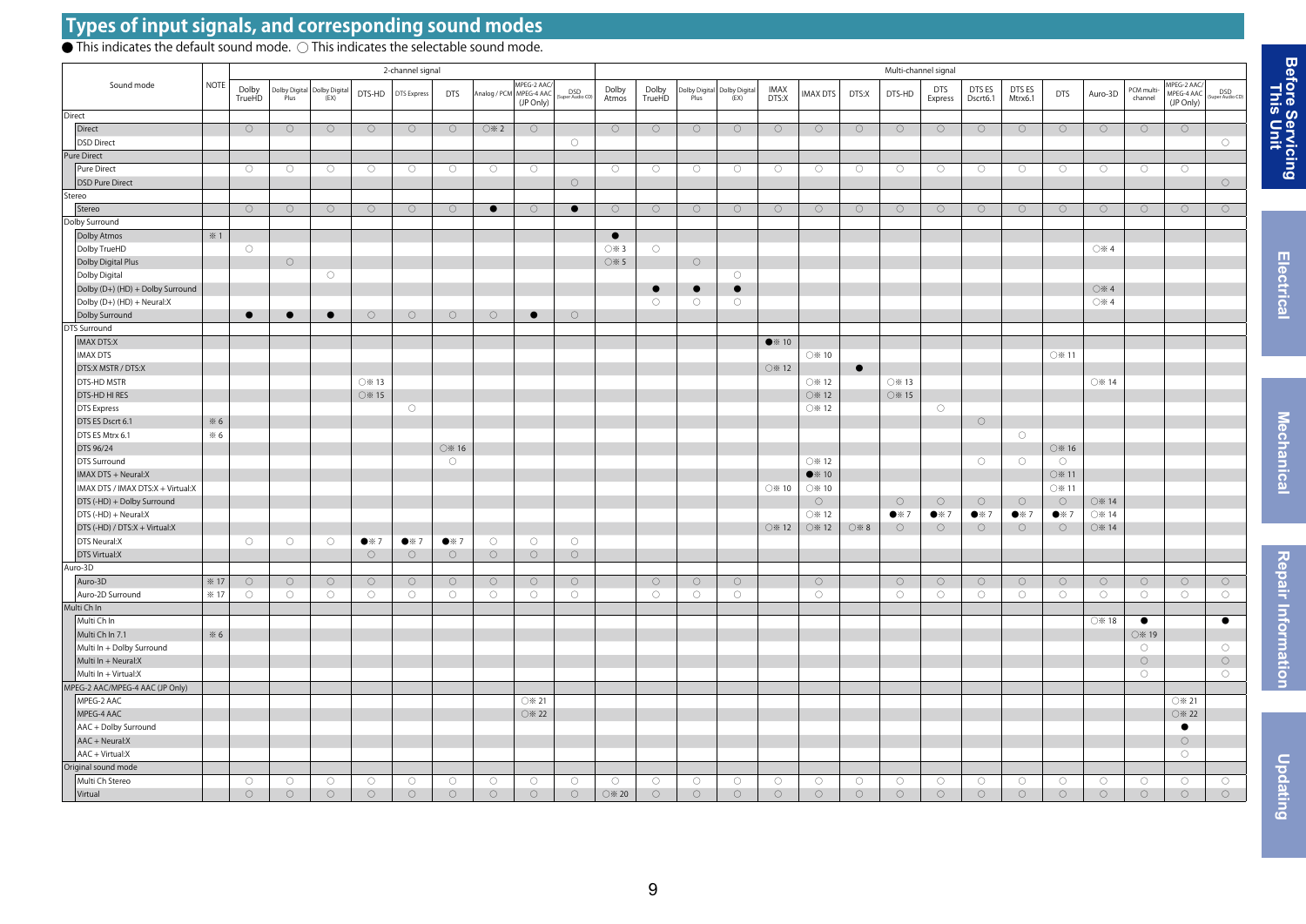## Types of input signals, and corresponding sound modes

● This indicates the default sound mode. ○ This indicates the selectable sound mode.

| Sound mode | NOTE | 2-channel signal | | | | | | | | | Multi-channel signal | | | | | | | | | | | | | | | |
|---|---|---|---|---|---|---|---|---|---|---|---|---|---|---|---|---|---|---|---|---|---|---|---|---|---|---|
| | | Dolby TrueHD | Dolby Digital Plus | Dolby Digital (EX) | DTS-HD | DTS Express | DTS | Analog / PCM | MPEG-2 AAC/ MPEG-4 AAC (JP Only) | DSD (Super Audio CD) | Dolby Atmos | Dolby TrueHD | Dolby Digital Plus | Dolby Digital (EX) | IMAX DTS:X | IMAX DTS | DTS:X | DTS-HD | DTS Express | DTS ES Dscrt6.1 | DTS ES Mtrx6.1 | DTS | Auro-3D | PCM multi-channel | MPEG-2 AAC/ MPEG-4 AAC (JP Only) | DSD (Super Audio CD) |
| **Direct** | | | | | | | | | | | | | | | | | | | | | | | | | | |
| Direct | | ○ | ○ | ○ | ○ | ○ | ○ | ○※2 | ○ | | ○ | ○ | ○ | ○ | ○ | ○ | ○ | ○ | ○ | ○ | ○ | ○ | ○ | ○ | ○ | |
| DSD Direct | | | | | | | | | | ○ | | | | | | | | | | | | | | | | ○ |
| **Pure Direct** | | | | | | | | | | | | | | | | | | | | | | | | | | |
| Pure Direct | | ○ | ○ | ○ | ○ | ○ | ○ | ○ | ○ | | ○ | ○ | ○ | ○ | ○ | ○ | ○ | ○ | ○ | ○ | ○ | ○ | ○ | ○ | ○ | |
| DSD Pure Direct | | | | | | | | | | ○ | | | | | | | | | | | | | | | | ○ |
| **Stereo** | | | | | | | | | | | | | | | | | | | | | | | | | | |
| Stereo | | ○ | ○ | ○ | ○ | ○ | ○ | ● | ○ | ● | ○ | ○ | ○ | ○ | ○ | ○ | ○ | ○ | ○ | ○ | ○ | ○ | ○ | ○ | ○ | ○ |
| **Dolby Surround** | | | | | | | | | | | | | | | | | | | | | | | | | | |
| Dolby Atmos | ※1 | | | | | | | | | | ● | | | | | | | | | | | | | | | |
| Dolby TrueHD | | ○ | | | | | | | | | ○※3 | ○ | | | | | | | | | | | ○※4 | | | |
| Dolby Digital Plus | | | ○ | | | | | | | | ○※5 | | ○ | | | | | | | | | | | | | |
| Dolby Digital | | | | ○ | | | | | | | | | | ○ | | | | | | | | | | | | |
| Dolby (D+) (HD) + Dolby Surround | | | | | | | | | | | | ● | ● | ● | | | | | | | | | ○※4 | | | |
| Dolby (D+) (HD) + Neural:X | | | | | | | | | | | | ○ | ○ | ○ | | | | | | | | | ○※4 | | | |
| Dolby Surround | | ● | ● | ● | ○ | ○ | ○ | ○ | ● | ○ | | | | | | | | | | | | | | | | |
| **DTS Surround** | | | | | | | | | | | | | | | | | | | | | | | | | | |
| IMAX DTS:X | | | | | | | | | | | | | | | ●※10 | | | | | | | | | | | |
| IMAX DTS | | | | | | | | | | | | | | | | ○※10 | | | | | | ○※11 | | | | |
| DTS:X MSTR / DTS:X | | | | | | | | | | | | | | | ○※12 | | ● | | | | | | | | | |
| DTS-HD MSTR | | | | | ○※13 | | | | | | | | | | | ○※12 | | ○※13 | | | | | ○※14 | | | |
| DTS-HD HI RES | | | | | ○※15 | | | | | | | | | | | ○※12 | | ○※15 | | | | | | | | |
| DTS Express | | | | | | ○ | | | | | | | | | | ○※12 | | | ○ | | | | | | | |
| DTS ES Dscrt 6.1 | ※6 | | | | | | | | | | | | | | | | | | | ○ | | | | | | |
| DTS ES Mtrx 6.1 | ※6 | | | | | | | | | | | | | | | | | | | | ○ | | | | | |
| DTS 96/24 | | | | | | | ○※16 | | | | | | | | | | | | | | | ○※16 | | | | |
| DTS Surround | | | | | | | ○ | | | | | | | | | ○※12 | | | | ○ | ○ | ○ | | | | |
| IMAX DTS + Neural:X | | | | | | | | | | | | | | | | ●※10 | | | | | | ○※11 | | | | |
| IMAX DTS / IMAX DTS:X + Virtual:X | | | | | | | | | | | | | | | ○※10 | ○※10 | | | | | | ○※11 | | | | |
| DTS (-HD) + Dolby Surround | | | | | | | | | | | | | | | | ○ | | ○ | ○ | ○ | ○ | ○ | ○※14 | | | |
| DTS (-HD) + Neural:X | | | | | | | | | | | | | | | | ○※12 | | ●※7 | ●※7 | ●※7 | ●※7 | ●※7 | ○※14 | | | |
| DTS (-HD) / DTS:X + Virtual:X | | | | | | | | | | | | | | | ○※12 | ○※12 | ○※8 | ○ | ○ | ○ | ○ | ○ | ○※14 | | | |
| DTS Neural:X | | ○ | ○ | ○ | ●※7 | ●※7 | ●※7 | ○ | ○ | ○ | | | | | | | | | | | | | | | | |
| DTS Virtual:X | | | | | ○ | ○ | ○ | ○ | ○ | ○ | | | | | | | | | | | | | | | | |
| **Auro-3D** | | | | | | | | | | | | | | | | | | | | | | | | | | |
| Auro-3D | ※17 | ○ | ○ | ○ | ○ | ○ | ○ | ○ | ○ | ○ | | ○ | ○ | ○ | | ○ | | ○ | ○ | ○ | ○ | ○ | ○ | ○ | ○ | ○ |
| Auro-2D Surround | ※17 | ○ | ○ | ○ | ○ | ○ | ○ | ○ | ○ | ○ | | ○ | ○ | ○ | | ○ | | ○ | ○ | ○ | ○ | ○ | ○ | ○ | ○ | ○ |
| **Multi Ch In** | | | | | | | | | | | | | | | | | | | | | | | | | | |
| Multi Ch In | | | | | | | | | | | | | | | | | | | | | | | ○※18 | ● | | ● |
| Multi Ch In 7.1 | ※6 | | | | | | | | | | | | | | | | | | | | | | | ○※19 | | |
| Multi In + Dolby Surround | | | | | | | | | | | | | | | | | | | | | | | | ○ | | ○ |
| Multi In + Neural:X | | | | | | | | | | | | | | | | | | | | | | | | ○ | | ○ |
| Multi In + Virtual:X | | | | | | | | | | | | | | | | | | | | | | | | ○ | | ○ |
| **MPEG-2 AAC/MPEG-4 AAC (JP Only)** | | | | | | | | | | | | | | | | | | | | | | | | | | |
| MPEG-2 AAC | | | | | | | | | ○※21 | | | | | | | | | | | | | | | | ○※21 | |
| MPEG-4 AAC | | | | | | | | | ○※22 | | | | | | | | | | | | | | | | ○※22 | |
| AAC + Dolby Surround | | | | | | | | | | | | | | | | | | | | | | | | | ● | |
| AAC + Neural:X | | | | | | | | | | | | | | | | | | | | | | | | | ○ | |
| AAC + Virtual:X | | | | | | | | | | | | | | | | | | | | | | | | | ○ | |
| **Original sound mode** | | | | | | | | | | | | | | | | | | | | | | | | | | |
| Multi Ch Stereo | | ○ | ○ | ○ | ○ | ○ | ○ | ○ | ○ | ○ | ○ | ○ | ○ | ○ | ○ | ○ | ○ | ○ | ○ | ○ | ○ | ○ | ○ | ○ | ○ | ○ |
| Virtual | | ○ | ○ | ○ | ○ | ○ | ○ | ○ | ○ | ○ | ○※20 | ○ | ○ | ○ | ○ | ○ | ○ | ○ | ○ | ○ | ○ | ○ | ○ | ○ | ○ | ○ |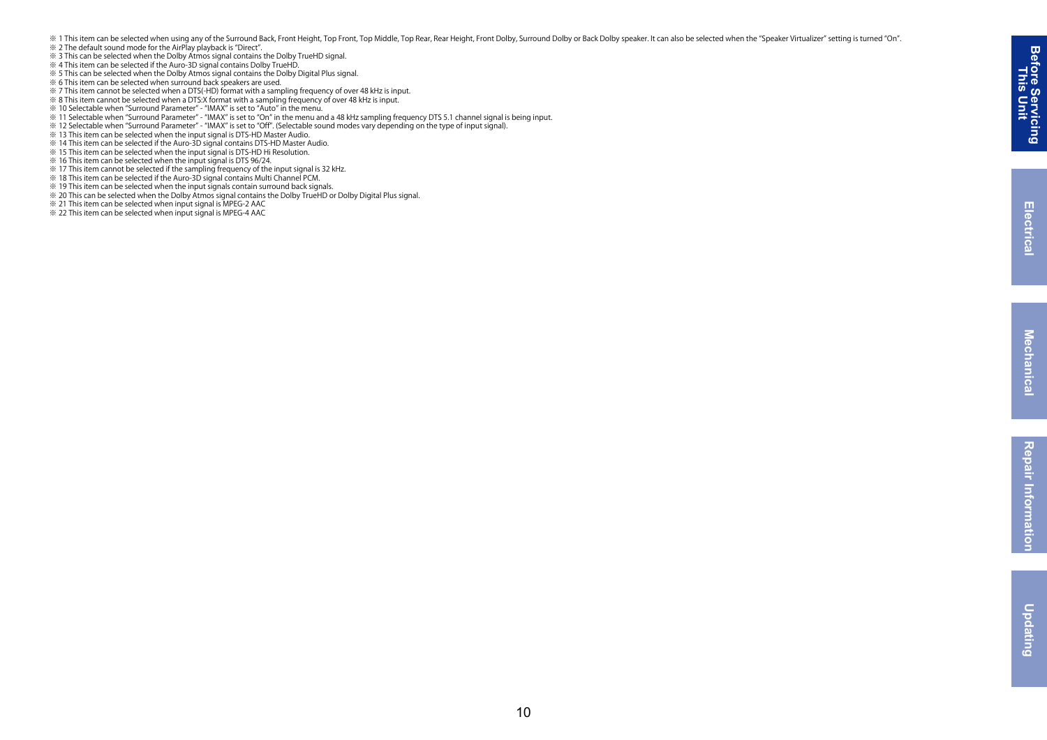※ 1 This item can be selected when using any of the Surround Back, Front Height, Top Front, Top Middle, Top Rear, Rear Height, Front Dolby, Surround Dolby or Back Dolby speaker. It can also be selected when the "Speaker Virtualizer" setting is turned "On".
※ 2 The default sound mode for the AirPlay playback is "Direct".
※ 3 This can be selected when the Dolby Atmos signal contains the Dolby TrueHD signal.
※ 4 This item can be selected if the Auro-3D signal contains Dolby TrueHD.
※ 5 This can be selected when the Dolby Atmos signal contains the Dolby Digital Plus signal.
※ 6 This item can be selected when surround back speakers are used.
※ 7 This item cannot be selected when a DTS(-HD) format with a sampling frequency of over 48 kHz is input.
※ 8 This item cannot be selected when a DTS:X format with a sampling frequency of over 48 kHz is input.
※ 10 Selectable when "Surround Parameter" - "IMAX" is set to "Auto" in the menu.
※ 11 Selectable when "Surround Parameter" - "IMAX" is set to "On" in the menu and a 48 kHz sampling frequency DTS 5.1 channel signal is being input.
※ 12 Selectable when "Surround Parameter" - "IMAX" is set to "Off". (Selectable sound modes vary depending on the type of input signal).
※ 13 This item can be selected when the input signal is DTS-HD Master Audio.
※ 14 This item can be selected if the Auro-3D signal contains DTS-HD Master Audio.
※ 15 This item can be selected when the input signal is DTS-HD Hi Resolution.
※ 16 This item can be selected when the input signal is DTS 96/24.
※ 17 This item cannot be selected if the sampling frequency of the input signal is 32 kHz.
※ 18 This item can be selected if the Auro-3D signal contains Multi Channel PCM.
※ 19 This item can be selected when the input signals contain surround back signals.
※ 20 This can be selected when the Dolby Atmos signal contains the Dolby TrueHD or Dolby Digital Plus signal.
※ 21 This item can be selected when input signal is MPEG-2 AAC
※ 22 This item can be selected when input signal is MPEG-4 AAC